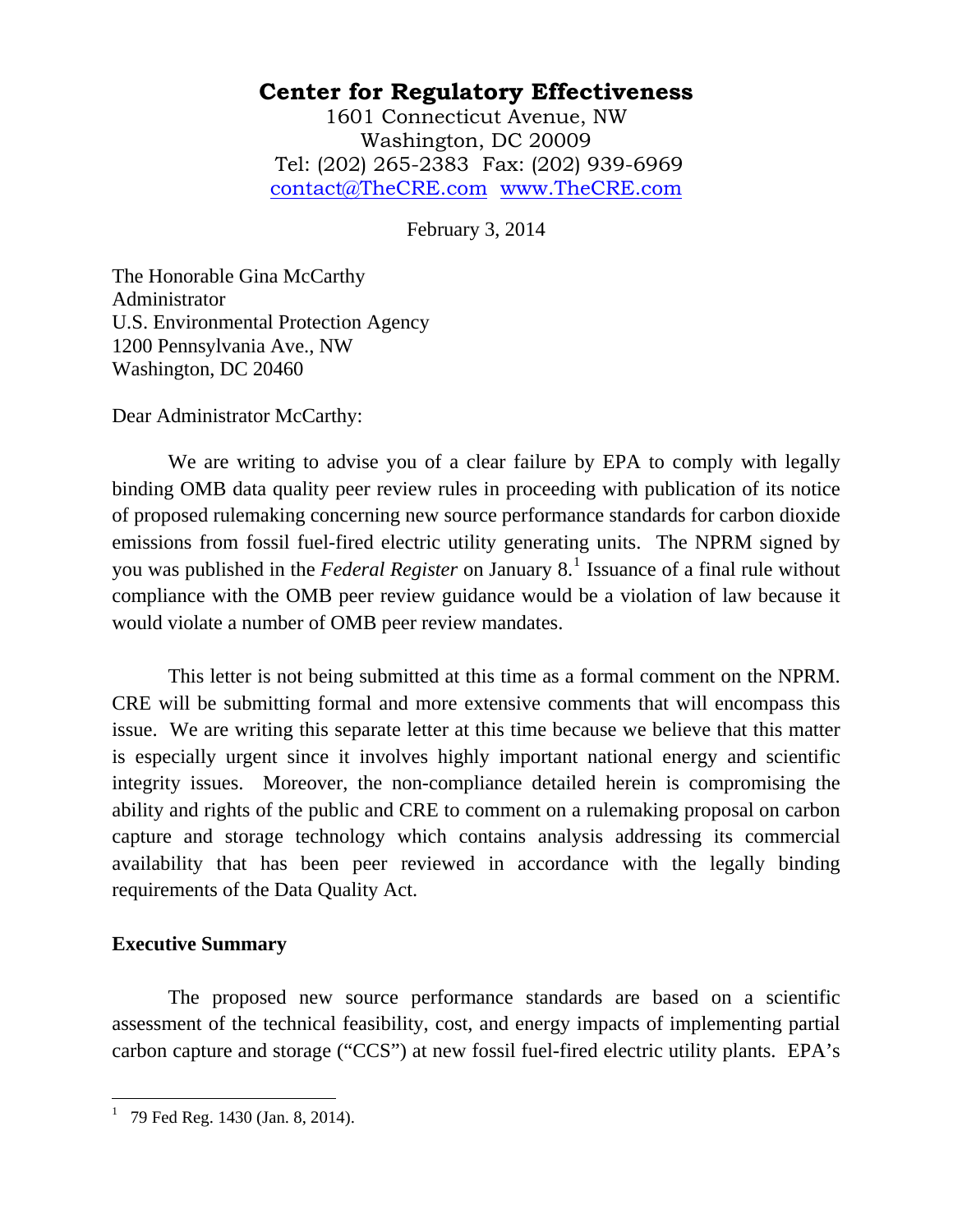# Center for Regulatory Effectiveness

1601 Connecticut Avenue, NW
Washington, DC 20009
Tel: (202) 265-2383 Fax: (202) 939-6969
contact@TheCRE.com www.TheCRE.com

February 3, 2014

The Honorable Gina McCarthy
Administrator
U.S. Environmental Protection Agency
1200 Pennsylvania Ave., NW
Washington, DC 20460

Dear Administrator McCarthy:

We are writing to advise you of a clear failure by EPA to comply with legally binding OMB data quality peer review rules in proceeding with publication of its notice of proposed rulemaking concerning new source performance standards for carbon dioxide emissions from fossil fuel-fired electric utility generating units. The NPRM signed by you was published in the *Federal Register* on January 8.[1] Issuance of a final rule without compliance with the OMB peer review guidance would be a violation of law because it would violate a number of OMB peer review mandates.

This letter is not being submitted at this time as a formal comment on the NPRM. CRE will be submitting formal and more extensive comments that will encompass this issue. We are writing this separate letter at this time because we believe that this matter is especially urgent since it involves highly important national energy and scientific integrity issues. Moreover, the non-compliance detailed herein is compromising the ability and rights of the public and CRE to comment on a rulemaking proposal on carbon capture and storage technology which contains analysis addressing its commercial availability that has been peer reviewed in accordance with the legally binding requirements of the Data Quality Act.

**Executive Summary**

The proposed new source performance standards are based on a scientific assessment of the technical feasibility, cost, and energy impacts of implementing partial carbon capture and storage ("CCS") at new fossil fuel-fired electric utility plants. EPA's

---

[1] 79 Fed Reg. 1430 (Jan. 8, 2014).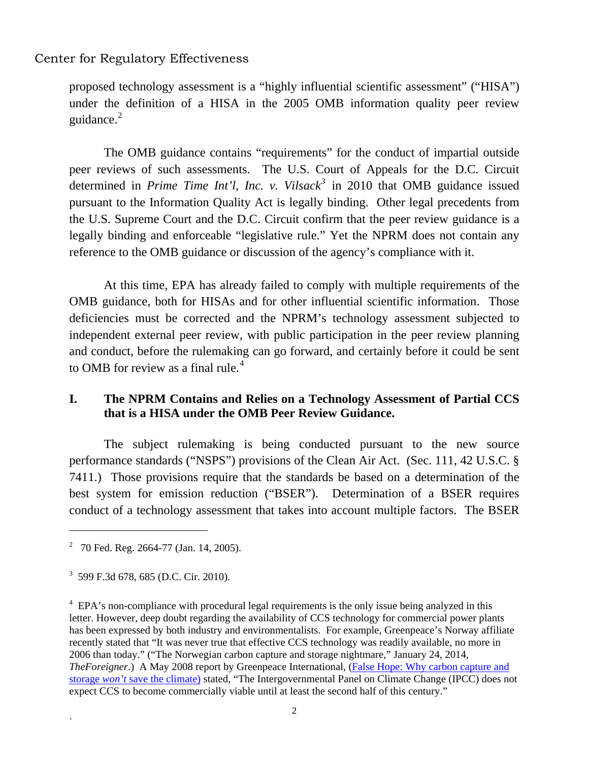proposed technology assessment is a "highly influential scientific assessment" ("HISA") under the definition of a HISA in the 2005 OMB information quality peer review guidance.[2]

The OMB guidance contains "requirements" for the conduct of impartial outside peer reviews of such assessments. The U.S. Court of Appeals for the D.C. Circuit determined in *Prime Time Int'l, Inc. v. Vilsack*[3] in 2010 that OMB guidance issued pursuant to the Information Quality Act is legally binding. Other legal precedents from the U.S. Supreme Court and the D.C. Circuit confirm that the peer review guidance is a legally binding and enforceable "legislative rule." Yet the NPRM does not contain any reference to the OMB guidance or discussion of the agency's compliance with it.

At this time, EPA has already failed to comply with multiple requirements of the OMB guidance, both for HISAs and for other influential scientific information. Those deficiencies must be corrected and the NPRM's technology assessment subjected to independent external peer review, with public participation in the peer review planning and conduct, before the rulemaking can go forward, and certainly before it could be sent to OMB for review as a final rule.[4]

## I. The NPRM Contains and Relies on a Technology Assessment of Partial CCS that is a HISA under the OMB Peer Review Guidance.

The subject rulemaking is being conducted pursuant to the new source performance standards ("NSPS") provisions of the Clean Air Act. (Sec. 111, 42 U.S.C. § 7411.) Those provisions require that the standards be based on a determination of the best system for emission reduction ("BSER"). Determination of a BSER requires conduct of a technology assessment that takes into account multiple factors. The BSER

---

[2] 70 Fed. Reg. 2664-77 (Jan. 14, 2005).

[3] 599 F.3d 678, 685 (D.C. Cir. 2010).

[4] EPA's non-compliance with procedural legal requirements is the only issue being analyzed in this letter. However, deep doubt regarding the availability of CCS technology for commercial power plants has been expressed by both industry and environmentalists. For example, Greenpeace's Norway affiliate recently stated that "It was never true that effective CCS technology was readily available, no more in 2006 than today." ("The Norwegian carbon capture and storage nightmare," January 24, 2014, *TheForeigner*.) A May 2008 report by Greenpeace International, (False Hope: Why carbon capture and storage *won't* save the climate) stated, "The Intergovernmental Panel on Climate Change (IPCC) does not expect CCS to become commercially viable until at least the second half of this century."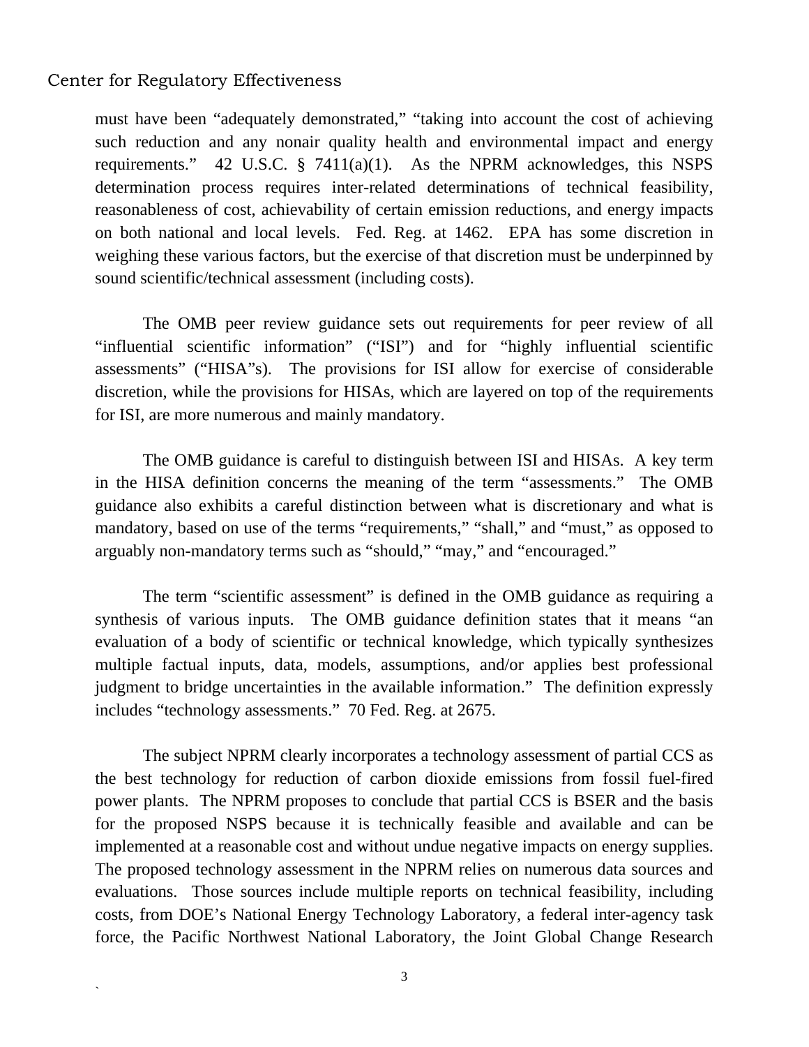must have been "adequately demonstrated," "taking into account the cost of achieving such reduction and any nonair quality health and environmental impact and energy requirements." 42 U.S.C. § 7411(a)(1). As the NPRM acknowledges, this NSPS determination process requires inter-related determinations of technical feasibility, reasonableness of cost, achievability of certain emission reductions, and energy impacts on both national and local levels. Fed. Reg. at 1462. EPA has some discretion in weighing these various factors, but the exercise of that discretion must be underpinned by sound scientific/technical assessment (including costs).

The OMB peer review guidance sets out requirements for peer review of all "influential scientific information" ("ISI") and for "highly influential scientific assessments" ("HISA"s). The provisions for ISI allow for exercise of considerable discretion, while the provisions for HISAs, which are layered on top of the requirements for ISI, are more numerous and mainly mandatory.

The OMB guidance is careful to distinguish between ISI and HISAs. A key term in the HISA definition concerns the meaning of the term "assessments." The OMB guidance also exhibits a careful distinction between what is discretionary and what is mandatory, based on use of the terms "requirements," "shall," and "must," as opposed to arguably non-mandatory terms such as "should," "may," and "encouraged."

The term "scientific assessment" is defined in the OMB guidance as requiring a synthesis of various inputs. The OMB guidance definition states that it means "an evaluation of a body of scientific or technical knowledge, which typically synthesizes multiple factual inputs, data, models, assumptions, and/or applies best professional judgment to bridge uncertainties in the available information." The definition expressly includes "technology assessments." 70 Fed. Reg. at 2675.

The subject NPRM clearly incorporates a technology assessment of partial CCS as the best technology for reduction of carbon dioxide emissions from fossil fuel-fired power plants. The NPRM proposes to conclude that partial CCS is BSER and the basis for the proposed NSPS because it is technically feasible and available and can be implemented at a reasonable cost and without undue negative impacts on energy supplies. The proposed technology assessment in the NPRM relies on numerous data sources and evaluations. Those sources include multiple reports on technical feasibility, including costs, from DOE's National Energy Technology Laboratory, a federal inter-agency task force, the Pacific Northwest National Laboratory, the Joint Global Change Research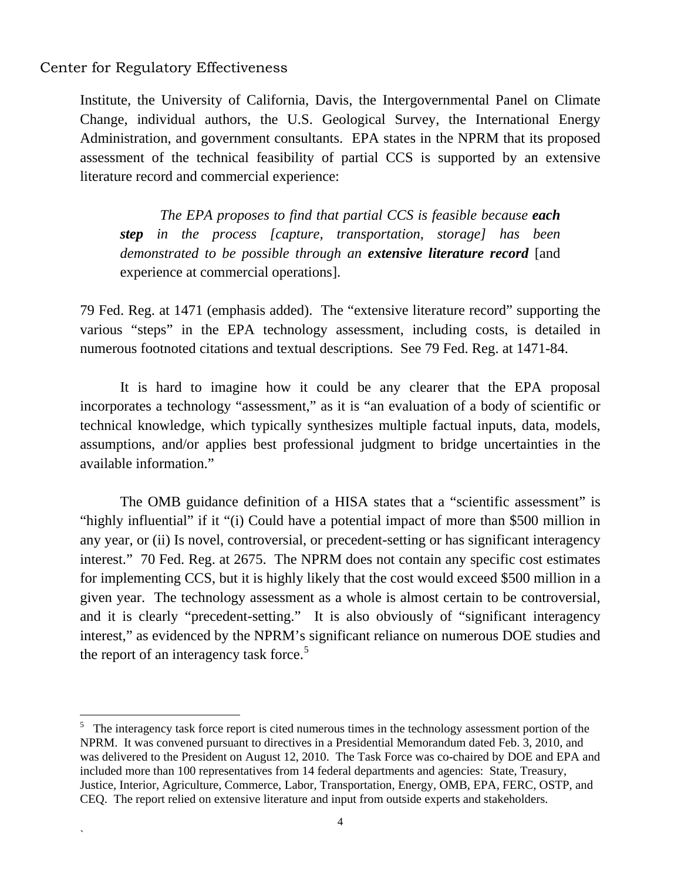Institute, the University of California, Davis, the Intergovernmental Panel on Climate Change, individual authors, the U.S. Geological Survey, the International Energy Administration, and government consultants. EPA states in the NPRM that its proposed assessment of the technical feasibility of partial CCS is supported by an extensive literature record and commercial experience:

> *The EPA proposes to find that partial CCS is feasible because **each step** in the process [capture, transportation, storage] has been demonstrated to be possible through an **extensive literature record*** [and experience at commercial operations].

79 Fed. Reg. at 1471 (emphasis added). The "extensive literature record" supporting the various "steps" in the EPA technology assessment, including costs, is detailed in numerous footnoted citations and textual descriptions. See 79 Fed. Reg. at 1471-84.

It is hard to imagine how it could be any clearer that the EPA proposal incorporates a technology "assessment," as it is "an evaluation of a body of scientific or technical knowledge, which typically synthesizes multiple factual inputs, data, models, assumptions, and/or applies best professional judgment to bridge uncertainties in the available information."

The OMB guidance definition of a HISA states that a "scientific assessment" is "highly influential" if it "(i) Could have a potential impact of more than $500 million in any year, or (ii) Is novel, controversial, or precedent-setting or has significant interagency interest." 70 Fed. Reg. at 2675. The NPRM does not contain any specific cost estimates for implementing CCS, but it is highly likely that the cost would exceed $500 million in a given year. The technology assessment as a whole is almost certain to be controversial, and it is clearly "precedent-setting." It is also obviously of "significant interagency interest," as evidenced by the NPRM's significant reliance on numerous DOE studies and the report of an interagency task force.[5]

---

[5] The interagency task force report is cited numerous times in the technology assessment portion of the NPRM. It was convened pursuant to directives in a Presidential Memorandum dated Feb. 3, 2010, and was delivered to the President on August 12, 2010. The Task Force was co-chaired by DOE and EPA and included more than 100 representatives from 14 federal departments and agencies: State, Treasury, Justice, Interior, Agriculture, Commerce, Labor, Transportation, Energy, OMB, EPA, FERC, OSTP, and CEQ. The report relied on extensive literature and input from outside experts and stakeholders.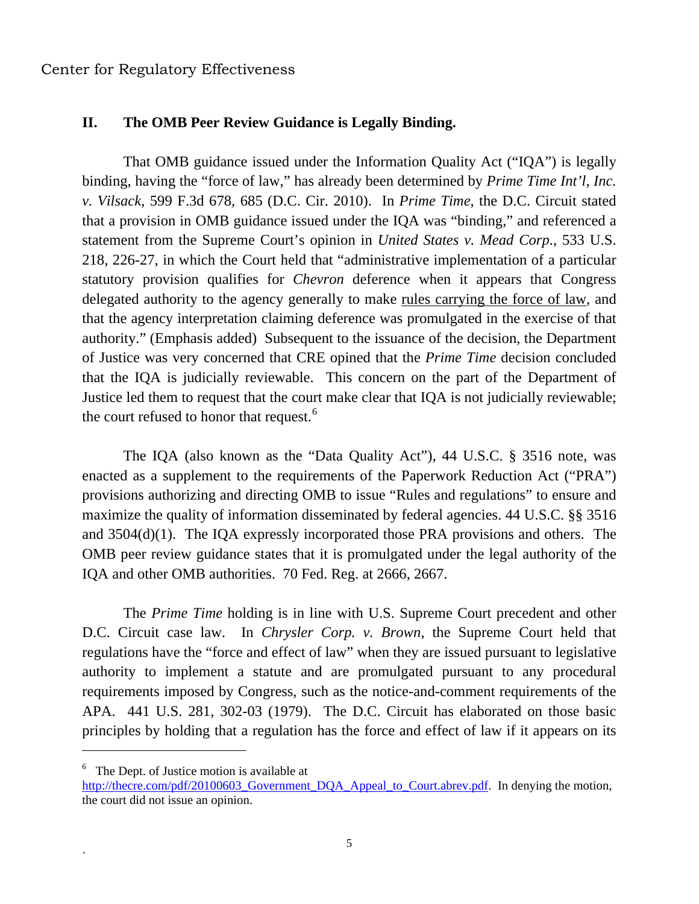## II. The OMB Peer Review Guidance is Legally Binding.

That OMB guidance issued under the Information Quality Act ("IQA") is legally binding, having the "force of law," has already been determined by *Prime Time Int'l, Inc. v. Vilsack*, 599 F.3d 678, 685 (D.C. Cir. 2010). In *Prime Time*, the D.C. Circuit stated that a provision in OMB guidance issued under the IQA was "binding," and referenced a statement from the Supreme Court's opinion in *United States v. Mead Corp.*, 533 U.S. 218, 226-27, in which the Court held that "administrative implementation of a particular statutory provision qualifies for *Chevron* deference when it appears that Congress delegated authority to the agency generally to make <u>rules carrying the force of law</u>, and that the agency interpretation claiming deference was promulgated in the exercise of that authority." (Emphasis added) Subsequent to the issuance of the decision, the Department of Justice was very concerned that CRE opined that the *Prime Time* decision concluded that the IQA is judicially reviewable. This concern on the part of the Department of Justice led them to request that the court make clear that IQA is not judicially reviewable; the court refused to honor that request.[6]

The IQA (also known as the "Data Quality Act"), 44 U.S.C. § 3516 note, was enacted as a supplement to the requirements of the Paperwork Reduction Act ("PRA") provisions authorizing and directing OMB to issue "Rules and regulations" to ensure and maximize the quality of information disseminated by federal agencies. 44 U.S.C. §§ 3516 and 3504(d)(1). The IQA expressly incorporated those PRA provisions and others. The OMB peer review guidance states that it is promulgated under the legal authority of the IQA and other OMB authorities. 70 Fed. Reg. at 2666, 2667.

The *Prime Time* holding is in line with U.S. Supreme Court precedent and other D.C. Circuit case law. In *Chrysler Corp. v. Brown*, the Supreme Court held that regulations have the "force and effect of law" when they are issued pursuant to legislative authority to implement a statute and are promulgated pursuant to any procedural requirements imposed by Congress, such as the notice-and-comment requirements of the APA. 441 U.S. 281, 302-03 (1979). The D.C. Circuit has elaborated on those basic principles by holding that a regulation has the force and effect of law if it appears on its

---

[6] The Dept. of Justice motion is available at http://thecre.com/pdf/20100603_Government_DQA_Appeal_to_Court.abrev.pdf. In denying the motion, the court did not issue an opinion.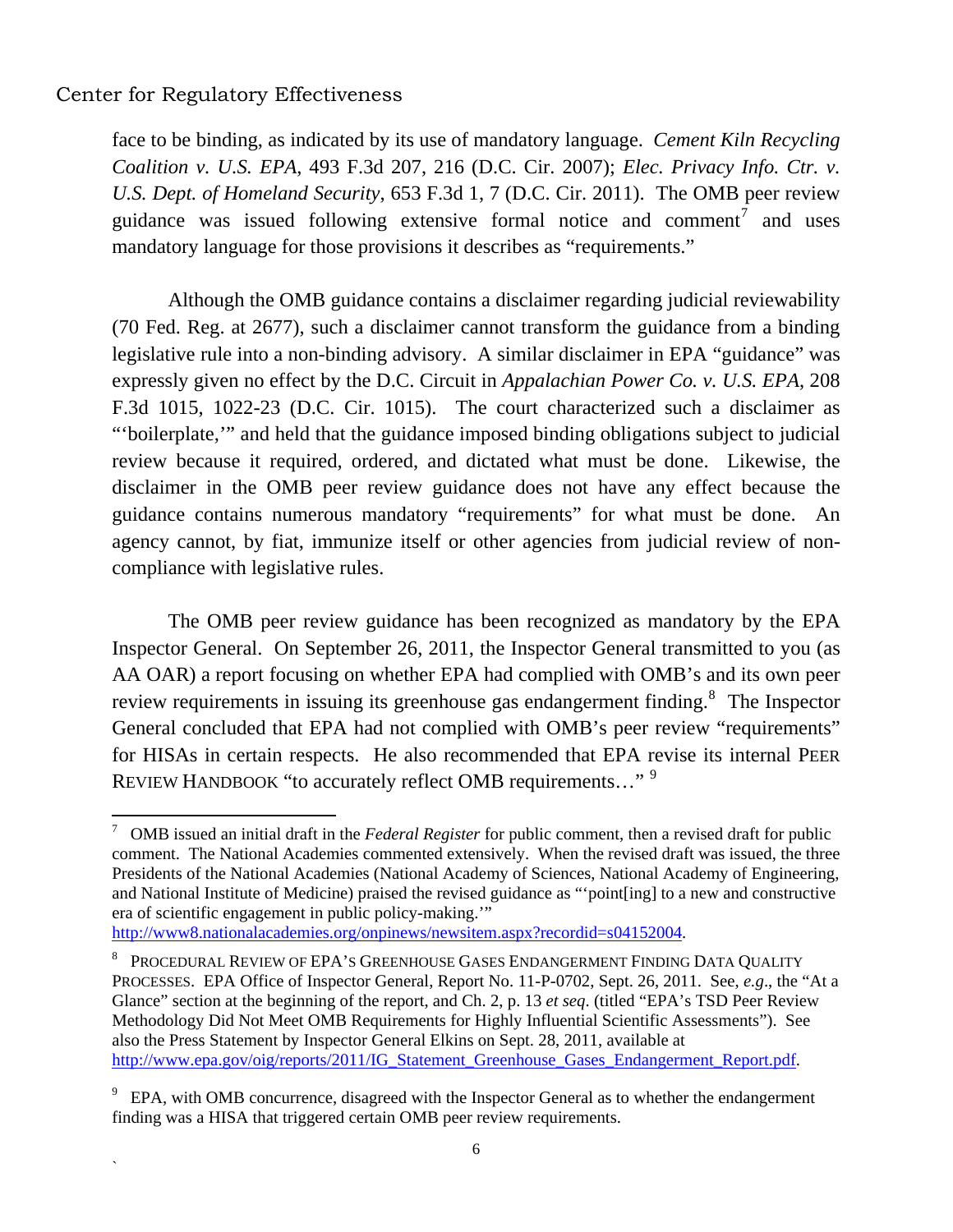face to be binding, as indicated by its use of mandatory language. *Cement Kiln Recycling Coalition v. U.S. EPA*, 493 F.3d 207, 216 (D.C. Cir. 2007); *Elec. Privacy Info. Ctr. v. U.S. Dept. of Homeland Security*, 653 F.3d 1, 7 (D.C. Cir. 2011). The OMB peer review guidance was issued following extensive formal notice and comment[7] and uses mandatory language for those provisions it describes as "requirements."

Although the OMB guidance contains a disclaimer regarding judicial reviewability (70 Fed. Reg. at 2677), such a disclaimer cannot transform the guidance from a binding legislative rule into a non-binding advisory. A similar disclaimer in EPA "guidance" was expressly given no effect by the D.C. Circuit in *Appalachian Power Co. v. U.S. EPA*, 208 F.3d 1015, 1022-23 (D.C. Cir. 1015). The court characterized such a disclaimer as "'boilerplate,'" and held that the guidance imposed binding obligations subject to judicial review because it required, ordered, and dictated what must be done. Likewise, the disclaimer in the OMB peer review guidance does not have any effect because the guidance contains numerous mandatory "requirements" for what must be done. An agency cannot, by fiat, immunize itself or other agencies from judicial review of non-compliance with legislative rules.

The OMB peer review guidance has been recognized as mandatory by the EPA Inspector General. On September 26, 2011, the Inspector General transmitted to you (as AA OAR) a report focusing on whether EPA had complied with OMB's and its own peer review requirements in issuing its greenhouse gas endangerment finding.[8] The Inspector General concluded that EPA had not complied with OMB's peer review "requirements" for HISAs in certain respects. He also recommended that EPA revise its internal PEER REVIEW HANDBOOK "to accurately reflect OMB requirements…" [9]

---

[7] OMB issued an initial draft in the *Federal Register* for public comment, then a revised draft for public comment. The National Academies commented extensively. When the revised draft was issued, the three Presidents of the National Academies (National Academy of Sciences, National Academy of Engineering, and National Institute of Medicine) praised the revised guidance as "'point[ing] to a new and constructive era of scientific engagement in public policy-making.'" http://www8.nationalacademies.org/onpinews/newsitem.aspx?recordid=s04152004.

[8] PROCEDURAL REVIEW OF EPA'S GREENHOUSE GASES ENDANGERMENT FINDING DATA QUALITY PROCESSES. EPA Office of Inspector General, Report No. 11-P-0702, Sept. 26, 2011. See, *e.g*., the "At a Glance" section at the beginning of the report, and Ch. 2, p. 13 *et seq*. (titled "EPA's TSD Peer Review Methodology Did Not Meet OMB Requirements for Highly Influential Scientific Assessments"). See also the Press Statement by Inspector General Elkins on Sept. 28, 2011, available at http://www.epa.gov/oig/reports/2011/IG_Statement_Greenhouse_Gases_Endangerment_Report.pdf.

[9] EPA, with OMB concurrence, disagreed with the Inspector General as to whether the endangerment finding was a HISA that triggered certain OMB peer review requirements.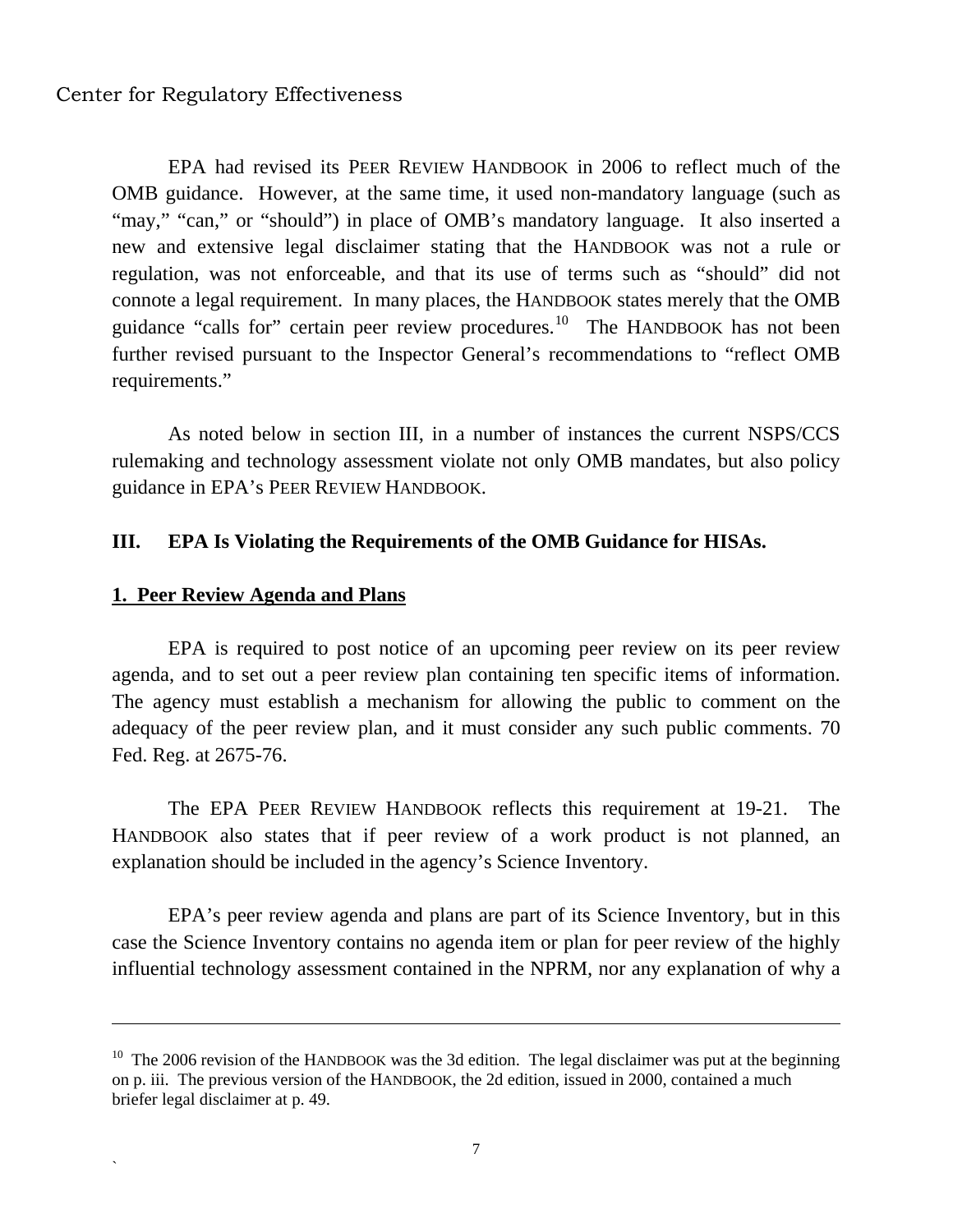EPA had revised its PEER REVIEW HANDBOOK in 2006 to reflect much of the OMB guidance. However, at the same time, it used non-mandatory language (such as "may," "can," or "should") in place of OMB's mandatory language. It also inserted a new and extensive legal disclaimer stating that the HANDBOOK was not a rule or regulation, was not enforceable, and that its use of terms such as "should" did not connote a legal requirement. In many places, the HANDBOOK states merely that the OMB guidance "calls for" certain peer review procedures.[10] The HANDBOOK has not been further revised pursuant to the Inspector General's recommendations to "reflect OMB requirements."

As noted below in section III, in a number of instances the current NSPS/CCS rulemaking and technology assessment violate not only OMB mandates, but also policy guidance in EPA's PEER REVIEW HANDBOOK.

## III. EPA Is Violating the Requirements of the OMB Guidance for HISAs.

### 1. Peer Review Agenda and Plans

EPA is required to post notice of an upcoming peer review on its peer review agenda, and to set out a peer review plan containing ten specific items of information. The agency must establish a mechanism for allowing the public to comment on the adequacy of the peer review plan, and it must consider any such public comments. 70 Fed. Reg. at 2675-76.

The EPA PEER REVIEW HANDBOOK reflects this requirement at 19-21. The HANDBOOK also states that if peer review of a work product is not planned, an explanation should be included in the agency's Science Inventory.

EPA's peer review agenda and plans are part of its Science Inventory, but in this case the Science Inventory contains no agenda item or plan for peer review of the highly influential technology assessment contained in the NPRM, nor any explanation of why a

---

[10] The 2006 revision of the HANDBOOK was the 3d edition. The legal disclaimer was put at the beginning on p. iii. The previous version of the HANDBOOK, the 2d edition, issued in 2000, contained a much briefer legal disclaimer at p. 49.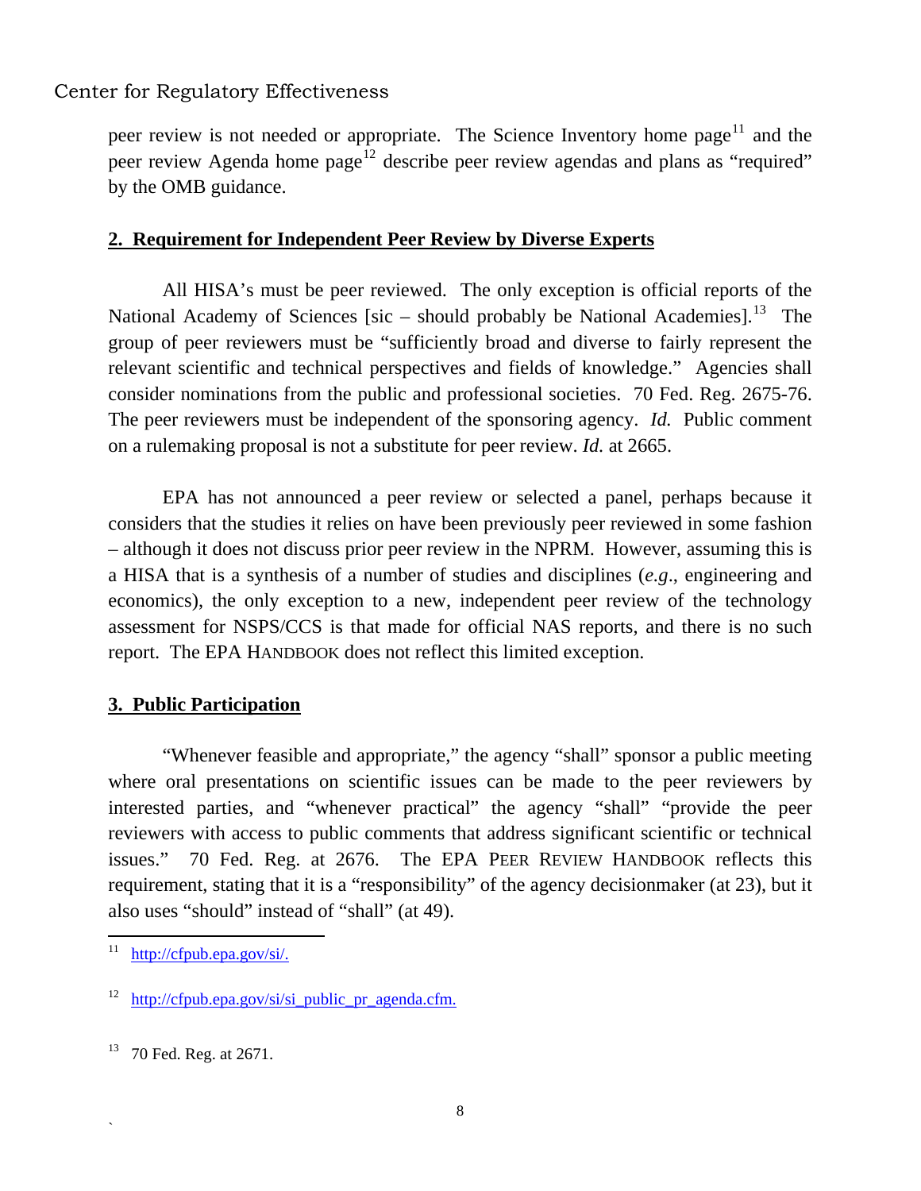peer review is not needed or appropriate. The Science Inventory home page[11] and the peer review Agenda home page[12] describe peer review agendas and plans as "required" by the OMB guidance.

## 2. Requirement for Independent Peer Review by Diverse Experts

All HISA's must be peer reviewed. The only exception is official reports of the National Academy of Sciences [sic – should probably be National Academies].[13] The group of peer reviewers must be "sufficiently broad and diverse to fairly represent the relevant scientific and technical perspectives and fields of knowledge." Agencies shall consider nominations from the public and professional societies. 70 Fed. Reg. 2675-76. The peer reviewers must be independent of the sponsoring agency. *Id.* Public comment on a rulemaking proposal is not a substitute for peer review. *Id.* at 2665.

EPA has not announced a peer review or selected a panel, perhaps because it considers that the studies it relies on have been previously peer reviewed in some fashion – although it does not discuss prior peer review in the NPRM. However, assuming this is a HISA that is a synthesis of a number of studies and disciplines (*e.g*., engineering and economics), the only exception to a new, independent peer review of the technology assessment for NSPS/CCS is that made for official NAS reports, and there is no such report. The EPA HANDBOOK does not reflect this limited exception.

## 3. Public Participation

"Whenever feasible and appropriate," the agency "shall" sponsor a public meeting where oral presentations on scientific issues can be made to the peer reviewers by interested parties, and "whenever practical" the agency "shall" "provide the peer reviewers with access to public comments that address significant scientific or technical issues." 70 Fed. Reg. at 2676. The EPA PEER REVIEW HANDBOOK reflects this requirement, stating that it is a "responsibility" of the agency decisionmaker (at 23), but it also uses "should" instead of "shall" (at 49).

---

[11] http://cfpub.epa.gov/si/.

[12] http://cfpub.epa.gov/si/si_public_pr_agenda.cfm.

[13] 70 Fed. Reg. at 2671.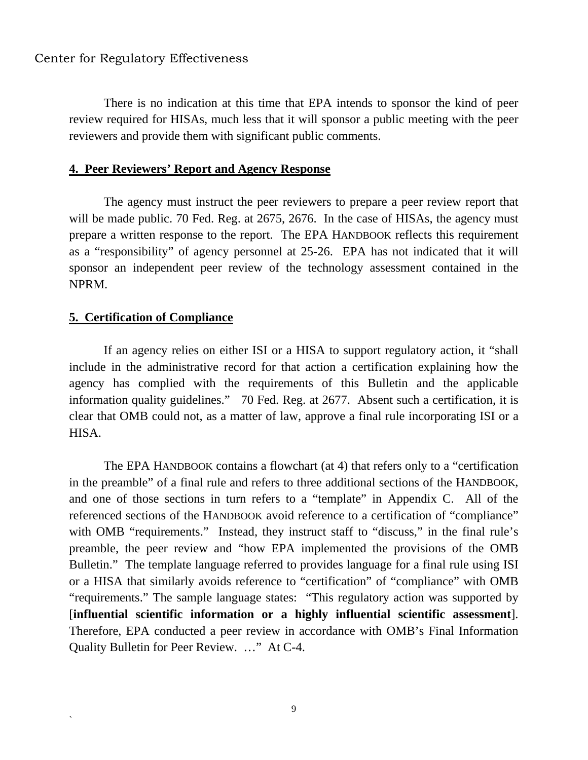There is no indication at this time that EPA intends to sponsor the kind of peer review required for HISAs, much less that it will sponsor a public meeting with the peer reviewers and provide them with significant public comments.

## 4. Peer Reviewers' Report and Agency Response

The agency must instruct the peer reviewers to prepare a peer review report that will be made public. 70 Fed. Reg. at 2675, 2676. In the case of HISAs, the agency must prepare a written response to the report. The EPA HANDBOOK reflects this requirement as a "responsibility" of agency personnel at 25-26. EPA has not indicated that it will sponsor an independent peer review of the technology assessment contained in the NPRM.

## 5. Certification of Compliance

If an agency relies on either ISI or a HISA to support regulatory action, it "shall include in the administrative record for that action a certification explaining how the agency has complied with the requirements of this Bulletin and the applicable information quality guidelines." 70 Fed. Reg. at 2677. Absent such a certification, it is clear that OMB could not, as a matter of law, approve a final rule incorporating ISI or a HISA.

The EPA HANDBOOK contains a flowchart (at 4) that refers only to a "certification in the preamble" of a final rule and refers to three additional sections of the HANDBOOK, and one of those sections in turn refers to a "template" in Appendix C. All of the referenced sections of the HANDBOOK avoid reference to a certification of "compliance" with OMB "requirements." Instead, they instruct staff to "discuss," in the final rule's preamble, the peer review and "how EPA implemented the provisions of the OMB Bulletin." The template language referred to provides language for a final rule using ISI or a HISA that similarly avoids reference to "certification" of "compliance" with OMB "requirements." The sample language states: "This regulatory action was supported by [**influential scientific information or a highly influential scientific assessment**]. Therefore, EPA conducted a peer review in accordance with OMB's Final Information Quality Bulletin for Peer Review. …" At C-4.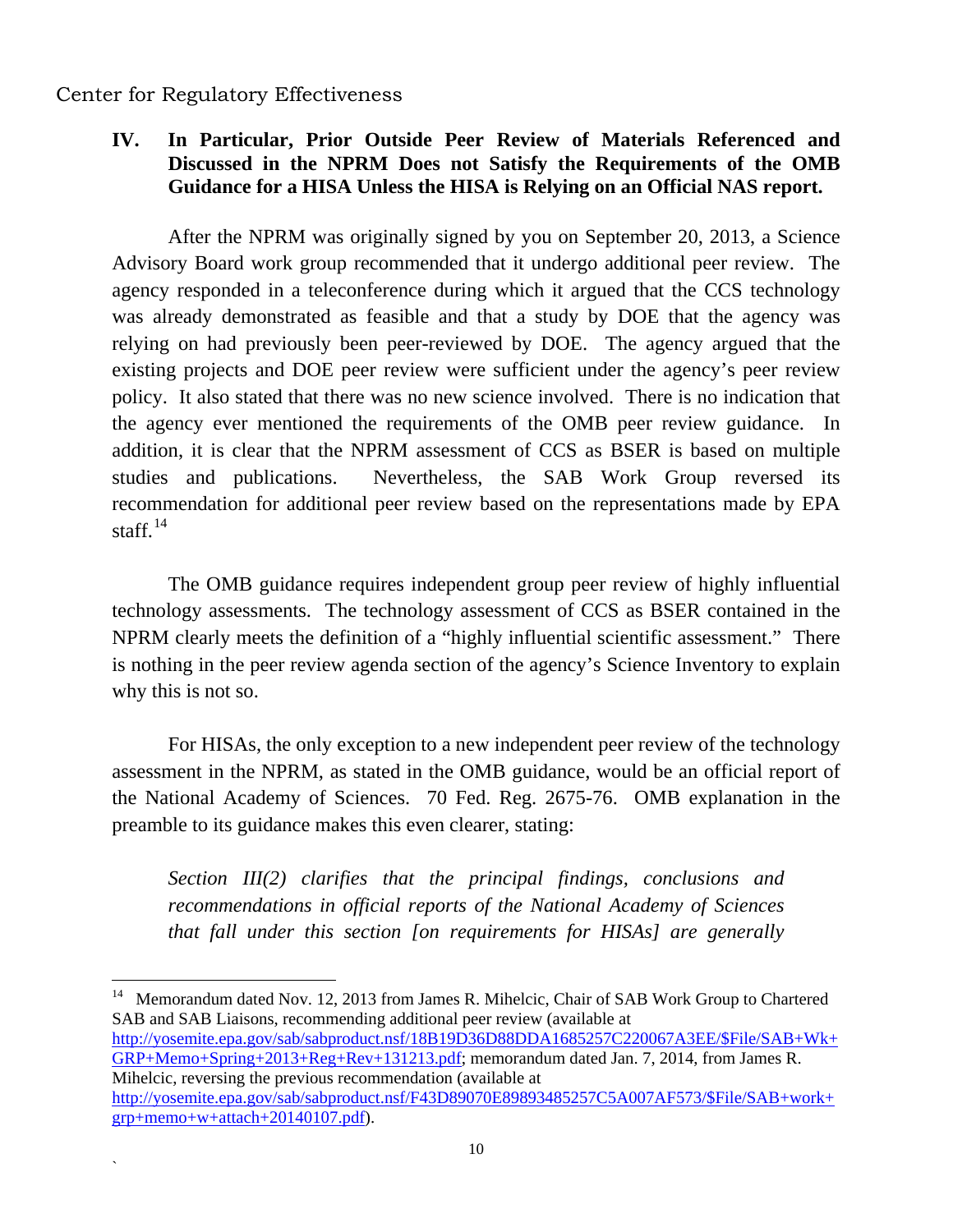## IV. In Particular, Prior Outside Peer Review of Materials Referenced and Discussed in the NPRM Does not Satisfy the Requirements of the OMB Guidance for a HISA Unless the HISA is Relying on an Official NAS report.

After the NPRM was originally signed by you on September 20, 2013, a Science Advisory Board work group recommended that it undergo additional peer review. The agency responded in a teleconference during which it argued that the CCS technology was already demonstrated as feasible and that a study by DOE that the agency was relying on had previously been peer-reviewed by DOE. The agency argued that the existing projects and DOE peer review were sufficient under the agency's peer review policy. It also stated that there was no new science involved. There is no indication that the agency ever mentioned the requirements of the OMB peer review guidance. In addition, it is clear that the NPRM assessment of CCS as BSER is based on multiple studies and publications. Nevertheless, the SAB Work Group reversed its recommendation for additional peer review based on the representations made by EPA staff.[14]

The OMB guidance requires independent group peer review of highly influential technology assessments. The technology assessment of CCS as BSER contained in the NPRM clearly meets the definition of a "highly influential scientific assessment." There is nothing in the peer review agenda section of the agency's Science Inventory to explain why this is not so.

For HISAs, the only exception to a new independent peer review of the technology assessment in the NPRM, as stated in the OMB guidance, would be an official report of the National Academy of Sciences. 70 Fed. Reg. 2675-76. OMB explanation in the preamble to its guidance makes this even clearer, stating:

> *Section III(2) clarifies that the principal findings, conclusions and recommendations in official reports of the National Academy of Sciences that fall under this section [on requirements for HISAs] are generally*

---

[14] Memorandum dated Nov. 12, 2013 from James R. Mihelcic, Chair of SAB Work Group to Chartered SAB and SAB Liaisons, recommending additional peer review (available at http://yosemite.epa.gov/sab/sabproduct.nsf/18B19D36D88DDA1685257C220067A3EE/$File/SAB+Wk+GRP+Memo+Spring+2013+Reg+Rev+131213.pdf; memorandum dated Jan. 7, 2014, from James R. Mihelcic, reversing the previous recommendation (available at http://yosemite.epa.gov/sab/sabproduct.nsf/F43D89070E89893485257C5A007AF573/$File/SAB+work+grp+memo+w+attach+20140107.pdf).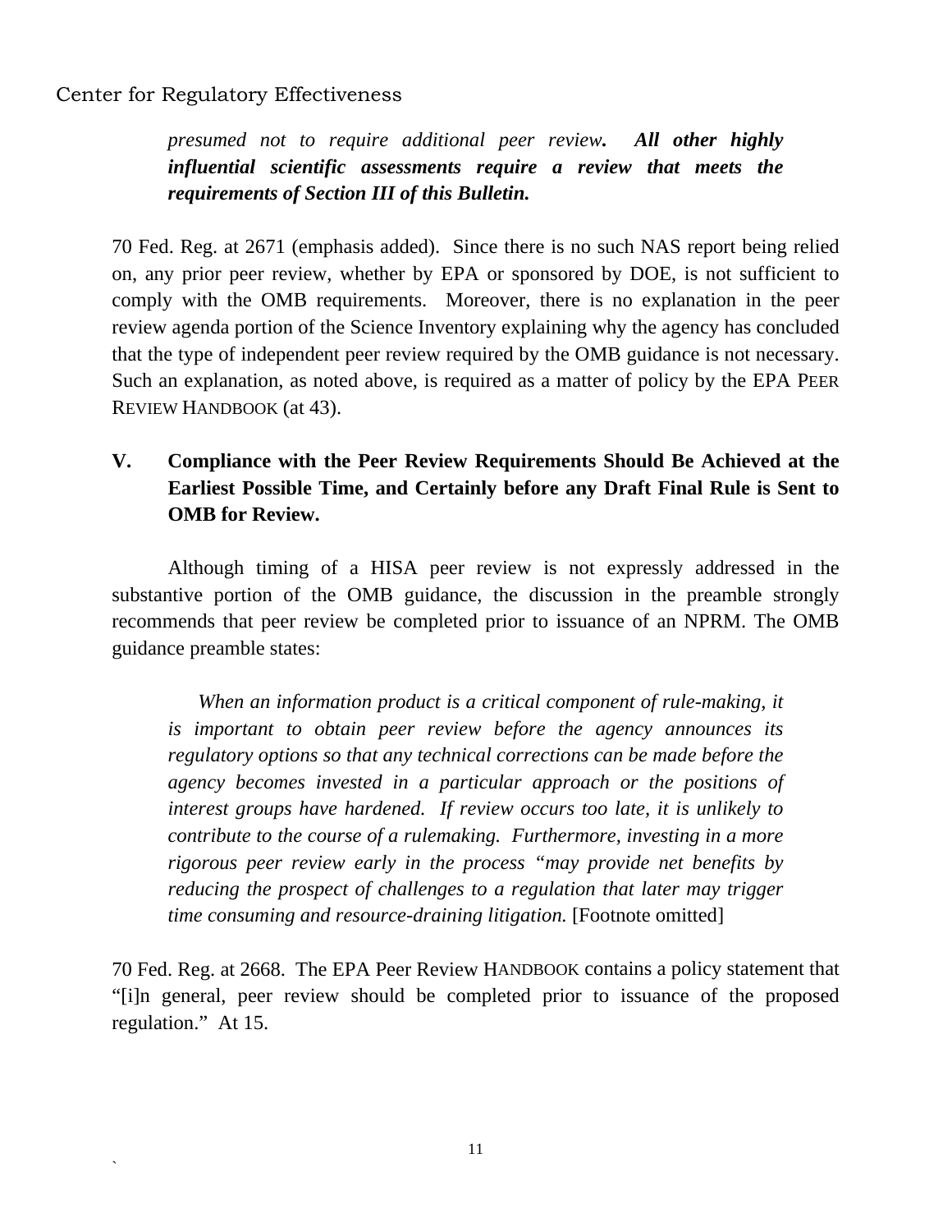> *presumed not to require additional peer review.* ***All other highly influential scientific assessments require a review that meets the requirements of Section III of this Bulletin.***

70 Fed. Reg. at 2671 (emphasis added). Since there is no such NAS report being relied on, any prior peer review, whether by EPA or sponsored by DOE, is not sufficient to comply with the OMB requirements. Moreover, there is no explanation in the peer review agenda portion of the Science Inventory explaining why the agency has concluded that the type of independent peer review required by the OMB guidance is not necessary. Such an explanation, as noted above, is required as a matter of policy by the EPA PEER REVIEW HANDBOOK (at 43).

## V. Compliance with the Peer Review Requirements Should Be Achieved at the Earliest Possible Time, and Certainly before any Draft Final Rule is Sent to OMB for Review.

Although timing of a HISA peer review is not expressly addressed in the substantive portion of the OMB guidance, the discussion in the preamble strongly recommends that peer review be completed prior to issuance of an NPRM. The OMB guidance preamble states:

> *When an information product is a critical component of rule-making, it is important to obtain peer review before the agency announces its regulatory options so that any technical corrections can be made before the agency becomes invested in a particular approach or the positions of interest groups have hardened. If review occurs too late, it is unlikely to contribute to the course of a rulemaking. Furthermore, investing in a more rigorous peer review early in the process "may provide net benefits by reducing the prospect of challenges to a regulation that later may trigger time consuming and resource-draining litigation.* [Footnote omitted]

70 Fed. Reg. at 2668. The EPA Peer Review HANDBOOK contains a policy statement that "[i]n general, peer review should be completed prior to issuance of the proposed regulation." At 15.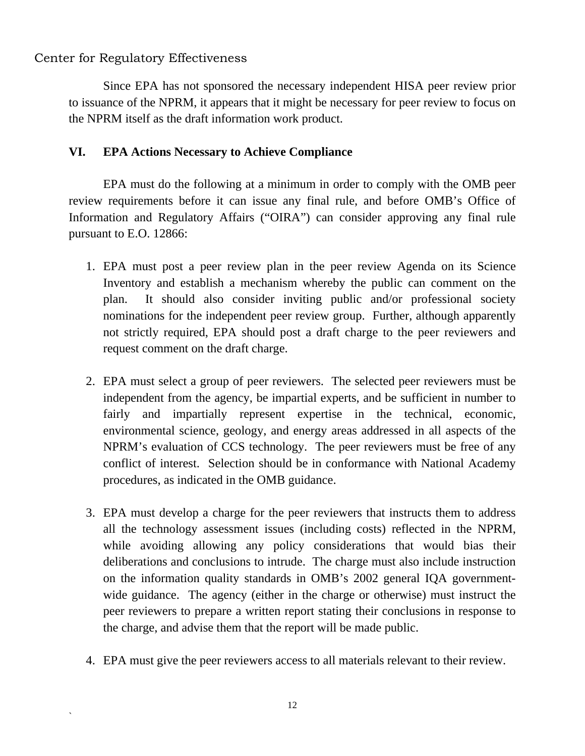Since EPA has not sponsored the necessary independent HISA peer review prior to issuance of the NPRM, it appears that it might be necessary for peer review to focus on the NPRM itself as the draft information work product.

## VI. EPA Actions Necessary to Achieve Compliance

EPA must do the following at a minimum in order to comply with the OMB peer review requirements before it can issue any final rule, and before OMB's Office of Information and Regulatory Affairs ("OIRA") can consider approving any final rule pursuant to E.O. 12866:

1. EPA must post a peer review plan in the peer review Agenda on its Science Inventory and establish a mechanism whereby the public can comment on the plan. It should also consider inviting public and/or professional society nominations for the independent peer review group. Further, although apparently not strictly required, EPA should post a draft charge to the peer reviewers and request comment on the draft charge.

2. EPA must select a group of peer reviewers. The selected peer reviewers must be independent from the agency, be impartial experts, and be sufficient in number to fairly and impartially represent expertise in the technical, economic, environmental science, geology, and energy areas addressed in all aspects of the NPRM's evaluation of CCS technology. The peer reviewers must be free of any conflict of interest. Selection should be in conformance with National Academy procedures, as indicated in the OMB guidance.

3. EPA must develop a charge for the peer reviewers that instructs them to address all the technology assessment issues (including costs) reflected in the NPRM, while avoiding allowing any policy considerations that would bias their deliberations and conclusions to intrude. The charge must also include instruction on the information quality standards in OMB's 2002 general IQA government-wide guidance. The agency (either in the charge or otherwise) must instruct the peer reviewers to prepare a written report stating their conclusions in response to the charge, and advise them that the report will be made public.

4. EPA must give the peer reviewers access to all materials relevant to their review.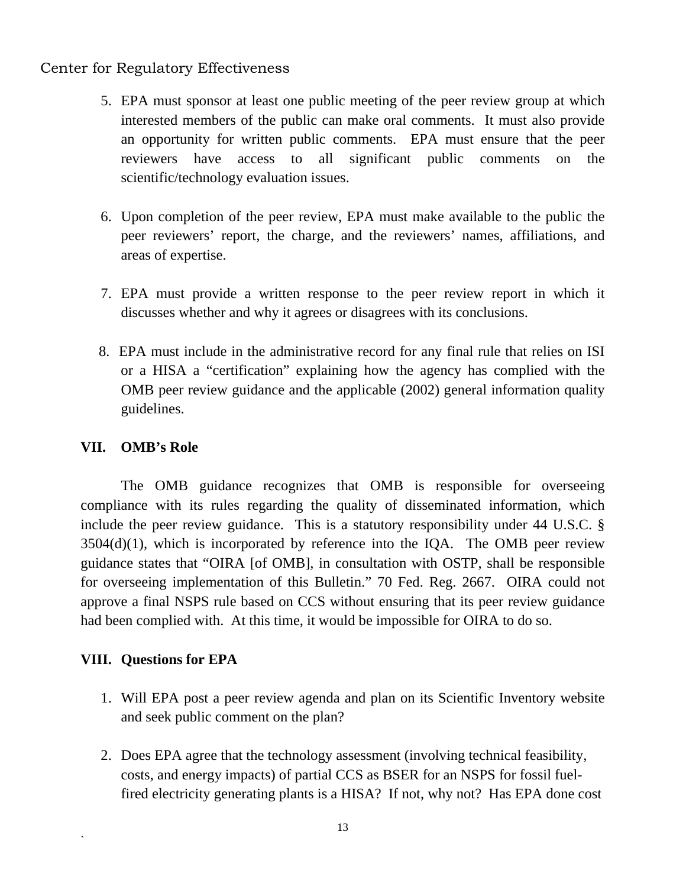5. EPA must sponsor at least one public meeting of the peer review group at which interested members of the public can make oral comments. It must also provide an opportunity for written public comments. EPA must ensure that the peer reviewers have access to all significant public comments on the scientific/technology evaluation issues.

6. Upon completion of the peer review, EPA must make available to the public the peer reviewers' report, the charge, and the reviewers' names, affiliations, and areas of expertise.

7. EPA must provide a written response to the peer review report in which it discusses whether and why it agrees or disagrees with its conclusions.

8. EPA must include in the administrative record for any final rule that relies on ISI or a HISA a "certification" explaining how the agency has complied with the OMB peer review guidance and the applicable (2002) general information quality guidelines.

## VII. OMB's Role

The OMB guidance recognizes that OMB is responsible for overseeing compliance with its rules regarding the quality of disseminated information, which include the peer review guidance. This is a statutory responsibility under 44 U.S.C. § 3504(d)(1), which is incorporated by reference into the IQA. The OMB peer review guidance states that "OIRA [of OMB], in consultation with OSTP, shall be responsible for overseeing implementation of this Bulletin." 70 Fed. Reg. 2667. OIRA could not approve a final NSPS rule based on CCS without ensuring that its peer review guidance had been complied with. At this time, it would be impossible for OIRA to do so.

## VIII. Questions for EPA

1. Will EPA post a peer review agenda and plan on its Scientific Inventory website and seek public comment on the plan?

2. Does EPA agree that the technology assessment (involving technical feasibility, costs, and energy impacts) of partial CCS as BSER for an NSPS for fossil fuel-fired electricity generating plants is a HISA? If not, why not? Has EPA done cost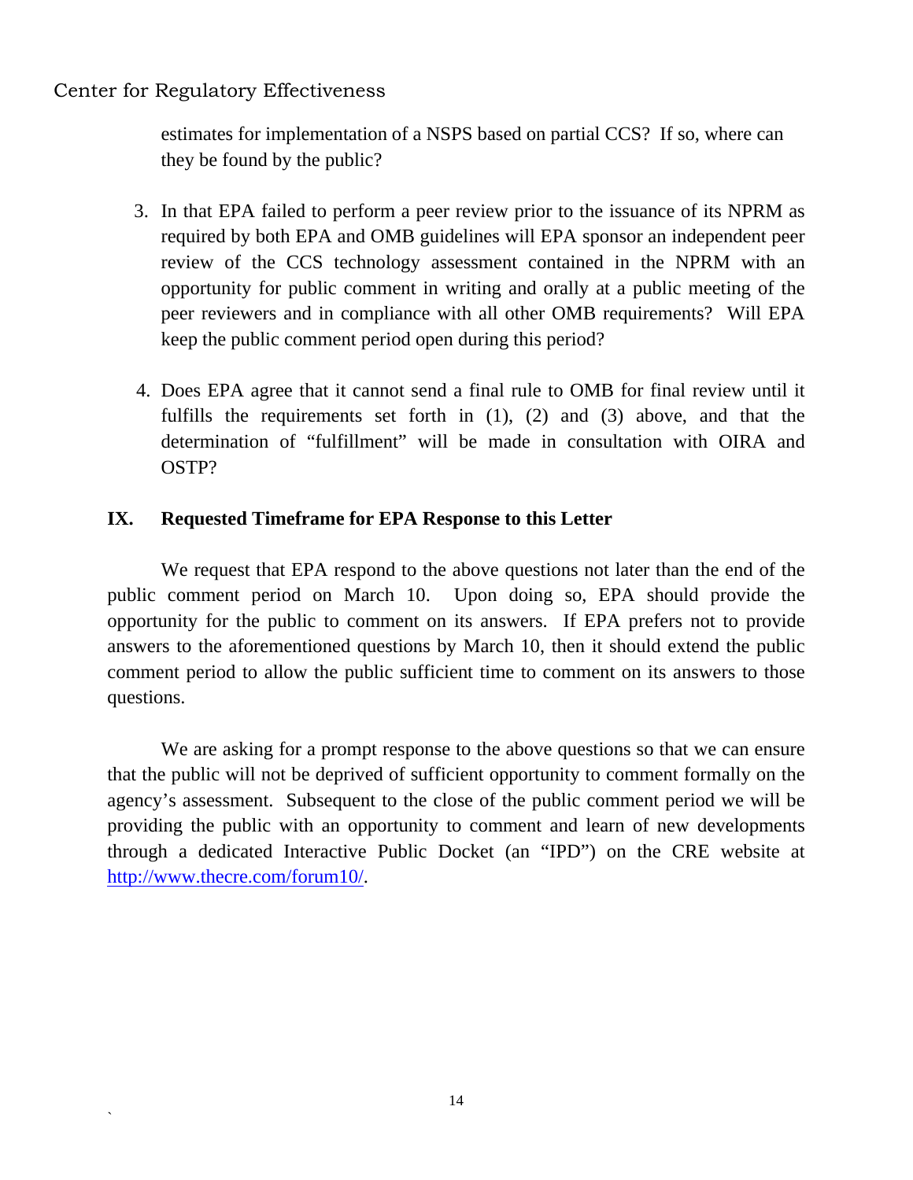estimates for implementation of a NSPS based on partial CCS? If so, where can they be found by the public?

3. In that EPA failed to perform a peer review prior to the issuance of its NPRM as required by both EPA and OMB guidelines will EPA sponsor an independent peer review of the CCS technology assessment contained in the NPRM with an opportunity for public comment in writing and orally at a public meeting of the peer reviewers and in compliance with all other OMB requirements? Will EPA keep the public comment period open during this period?

4. Does EPA agree that it cannot send a final rule to OMB for final review until it fulfills the requirements set forth in (1), (2) and (3) above, and that the determination of "fulfillment" will be made in consultation with OIRA and OSTP?

## IX. Requested Timeframe for EPA Response to this Letter

We request that EPA respond to the above questions not later than the end of the public comment period on March 10. Upon doing so, EPA should provide the opportunity for the public to comment on its answers. If EPA prefers not to provide answers to the aforementioned questions by March 10, then it should extend the public comment period to allow the public sufficient time to comment on its answers to those questions.

We are asking for a prompt response to the above questions so that we can ensure that the public will not be deprived of sufficient opportunity to comment formally on the agency's assessment. Subsequent to the close of the public comment period we will be providing the public with an opportunity to comment and learn of new developments through a dedicated Interactive Public Docket (an "IPD") on the CRE website at [http://www.thecre.com/forum10/](http://www.thecre.com/forum10/).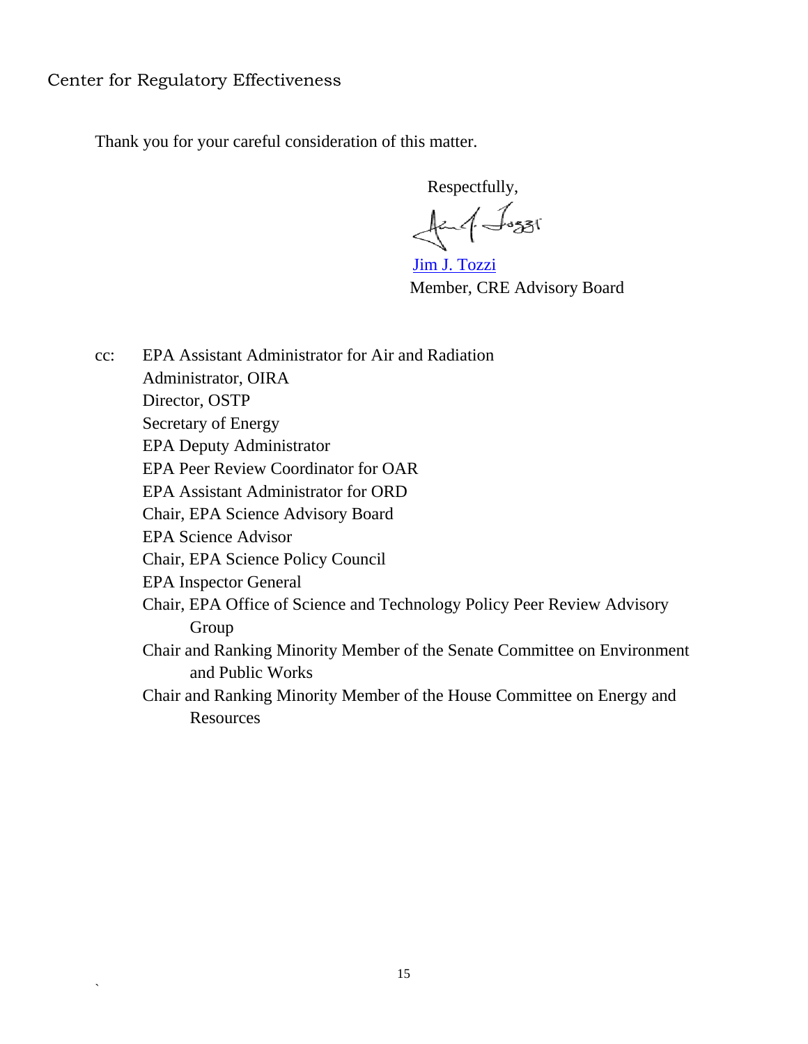Thank you for your careful consideration of this matter.

Respectfully,

[Jim J. Tozzi]()
Member, CRE Advisory Board

cc: EPA Assistant Administrator for Air and Radiation
Administrator, OIRA
Director, OSTP
Secretary of Energy
EPA Deputy Administrator
EPA Peer Review Coordinator for OAR
EPA Assistant Administrator for ORD
Chair, EPA Science Advisory Board
EPA Science Advisor
Chair, EPA Science Policy Council
EPA Inspector General
Chair, EPA Office of Science and Technology Policy Peer Review Advisory Group
Chair and Ranking Minority Member of the Senate Committee on Environment and Public Works
Chair and Ranking Minority Member of the House Committee on Energy and Resources